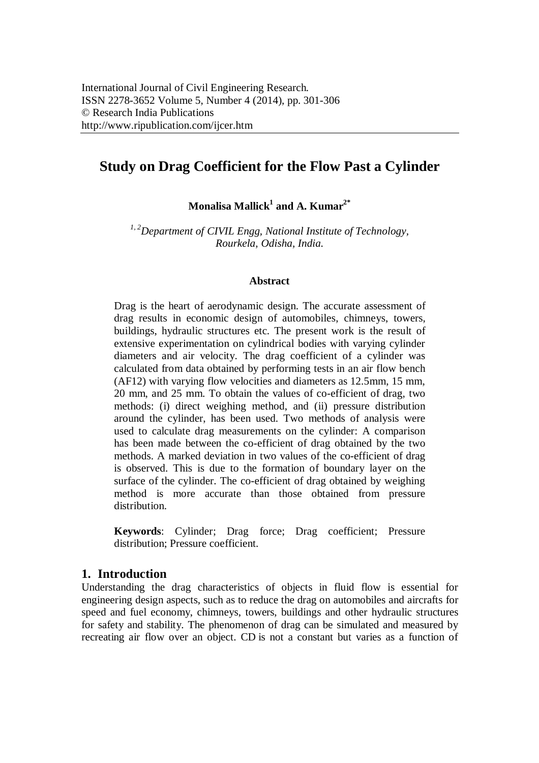International Journal of Civil Engineering Research.
ISSN 2278-3652 Volume 5, Number 4 (2014), pp. 301-306
© Research India Publications
http://www.ripublication.com/ijcer.htm

# Study on Drag Coefficient for the Flow Past a Cylinder

**Monalisa Mallick[1] and A. Kumar[2*]**

*[1, 2]Department of CIVIL Engg, National Institute of Technology, Rourkela, Odisha, India.*

### Abstract

Drag is the heart of aerodynamic design. The accurate assessment of drag results in economic design of automobiles, chimneys, towers, buildings, hydraulic structures etc. The present work is the result of extensive experimentation on cylindrical bodies with varying cylinder diameters and air velocity. The drag coefficient of a cylinder was calculated from data obtained by performing tests in an air flow bench (AF12) with varying flow velocities and diameters as 12.5mm, 15 mm, 20 mm, and 25 mm. To obtain the values of co-efficient of drag, two methods: (i) direct weighing method, and (ii) pressure distribution around the cylinder, has been used. Two methods of analysis were used to calculate drag measurements on the cylinder: A comparison has been made between the co-efficient of drag obtained by the two methods. A marked deviation in two values of the co-efficient of drag is observed. This is due to the formation of boundary layer on the surface of the cylinder. The co-efficient of drag obtained by weighing method is more accurate than those obtained from pressure distribution.

**Keywords**: Cylinder; Drag force; Drag coefficient; Pressure distribution; Pressure coefficient.

## 1. Introduction

Understanding the drag characteristics of objects in fluid flow is essential for engineering design aspects, such as to reduce the drag on automobiles and aircrafts for speed and fuel economy, chimneys, towers, buildings and other hydraulic structures for safety and stability. The phenomenon of drag can be simulated and measured by recreating air flow over an object. CD is not a constant but varies as a function of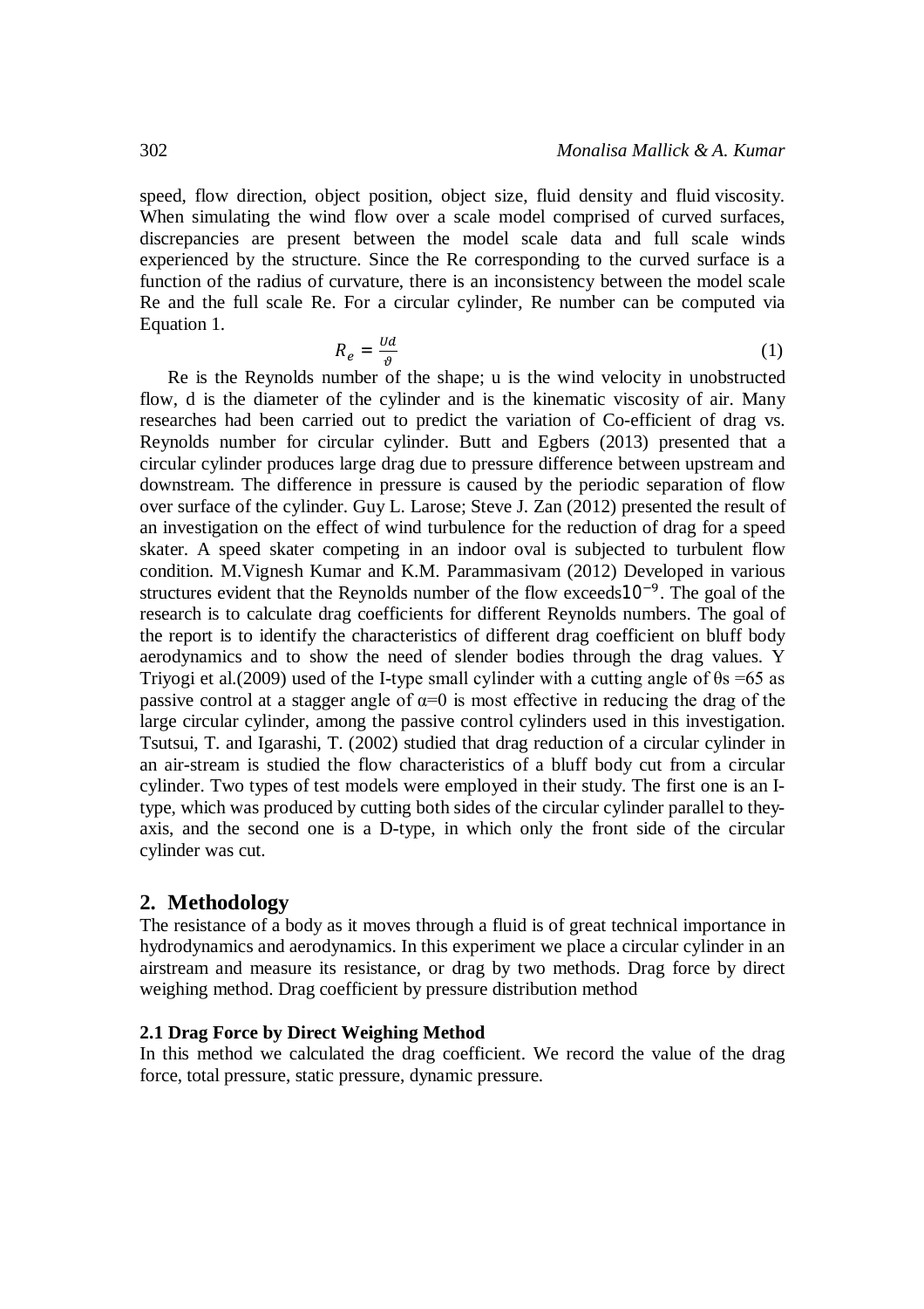speed, flow direction, object position, object size, fluid density and fluid viscosity. When simulating the wind flow over a scale model comprised of curved surfaces, discrepancies are present between the model scale data and full scale winds experienced by the structure. Since the Re corresponding to the curved surface is a function of the radius of curvature, there is an inconsistency between the model scale Re and the full scale Re. For a circular cylinder, Re number can be computed via Equation 1.

$$R_e = \frac{Ud}{\vartheta} \tag{1}$$

Re is the Reynolds number of the shape; u is the wind velocity in unobstructed flow, d is the diameter of the cylinder and is the kinematic viscosity of air. Many researches had been carried out to predict the variation of Co-efficient of drag vs. Reynolds number for circular cylinder. Butt and Egbers (2013) presented that a circular cylinder produces large drag due to pressure difference between upstream and downstream. The difference in pressure is caused by the periodic separation of flow over surface of the cylinder. Guy L. Larose; Steve J. Zan (2012) presented the result of an investigation on the effect of wind turbulence for the reduction of drag for a speed skater. A speed skater competing in an indoor oval is subjected to turbulent flow condition. M.Vignesh Kumar and K.M. Parammasivam (2012) Developed in various structures evident that the Reynolds number of the flow exceeds$10^{-9}$. The goal of the research is to calculate drag coefficients for different Reynolds numbers. The goal of the report is to identify the characteristics of different drag coefficient on bluff body aerodynamics and to show the need of slender bodies through the drag values. Y Triyogi et al.(2009) used of the I-type small cylinder with a cutting angle of $\theta s = 65$ as passive control at a stagger angle of $\alpha = 0$ is most effective in reducing the drag of the large circular cylinder, among the passive control cylinders used in this investigation. Tsutsui, T. and Igarashi, T. (2002) studied that drag reduction of a circular cylinder in an air-stream is studied the flow characteristics of a bluff body cut from a circular cylinder. Two types of test models were employed in their study. The first one is an I-type, which was produced by cutting both sides of the circular cylinder parallel to they-axis, and the second one is a D-type, in which only the front side of the circular cylinder was cut.

## 2. Methodology

The resistance of a body as it moves through a fluid is of great technical importance in hydrodynamics and aerodynamics. In this experiment we place a circular cylinder in an airstream and measure its resistance, or drag by two methods. Drag force by direct weighing method. Drag coefficient by pressure distribution method

### 2.1 Drag Force by Direct Weighing Method

In this method we calculated the drag coefficient. We record the value of the drag force, total pressure, static pressure, dynamic pressure.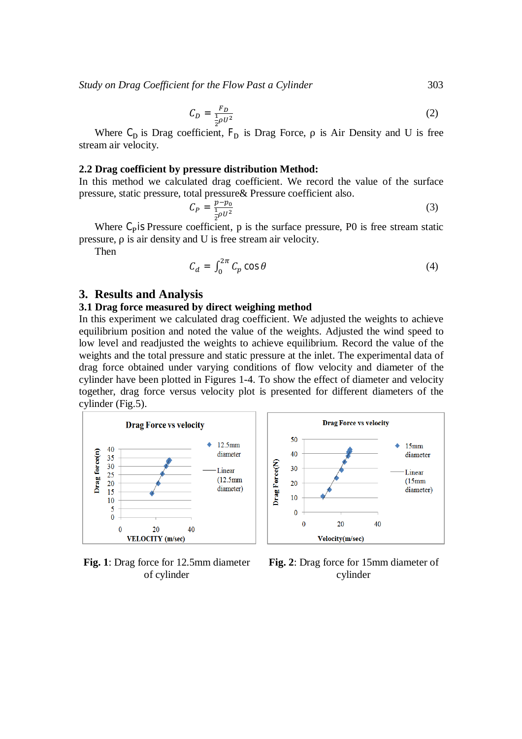$$C_D = \frac{F_D}{\frac{1}{2}\rho U^2} \tag{2}$$

Where $C_D$ is Drag coefficient, $F_D$ is Drag Force, ρ is Air Density and U is free stream air velocity.

### 2.2 Drag coefficient by pressure distribution Method:

In this method we calculated drag coefficient. We record the value of the surface pressure, static pressure, total pressure& Pressure coefficient also.

$$C_P = \frac{p - p_0}{\frac{1}{2}\rho U^2} \tag{3}$$

Where $C_P$is Pressure coefficient, p is the surface pressure, P0 is free stream static pressure, ρ is air density and U is free stream air velocity.

Then

$$C_d = \int_0^{2\pi} C_p \cos\theta \tag{4}$$

## 3. Results and Analysis

### 3.1 Drag force measured by direct weighing method

In this experiment we calculated drag coefficient. We adjusted the weights to achieve equilibrium position and noted the value of the weights. Adjusted the wind speed to low level and readjusted the weights to achieve equilibrium. Record the value of the weights and the total pressure and static pressure at the inlet. The experimental data of drag force obtained under varying conditions of flow velocity and diameter of the cylinder have been plotted in Figures 1-4. To show the effect of diameter and velocity together, drag force versus velocity plot is presented for different diameters of the cylinder (Fig.5).

**Fig. 1**: Drag force for 12.5mm diameter of cylinder

**Fig. 2**: Drag force for 15mm diameter of cylinder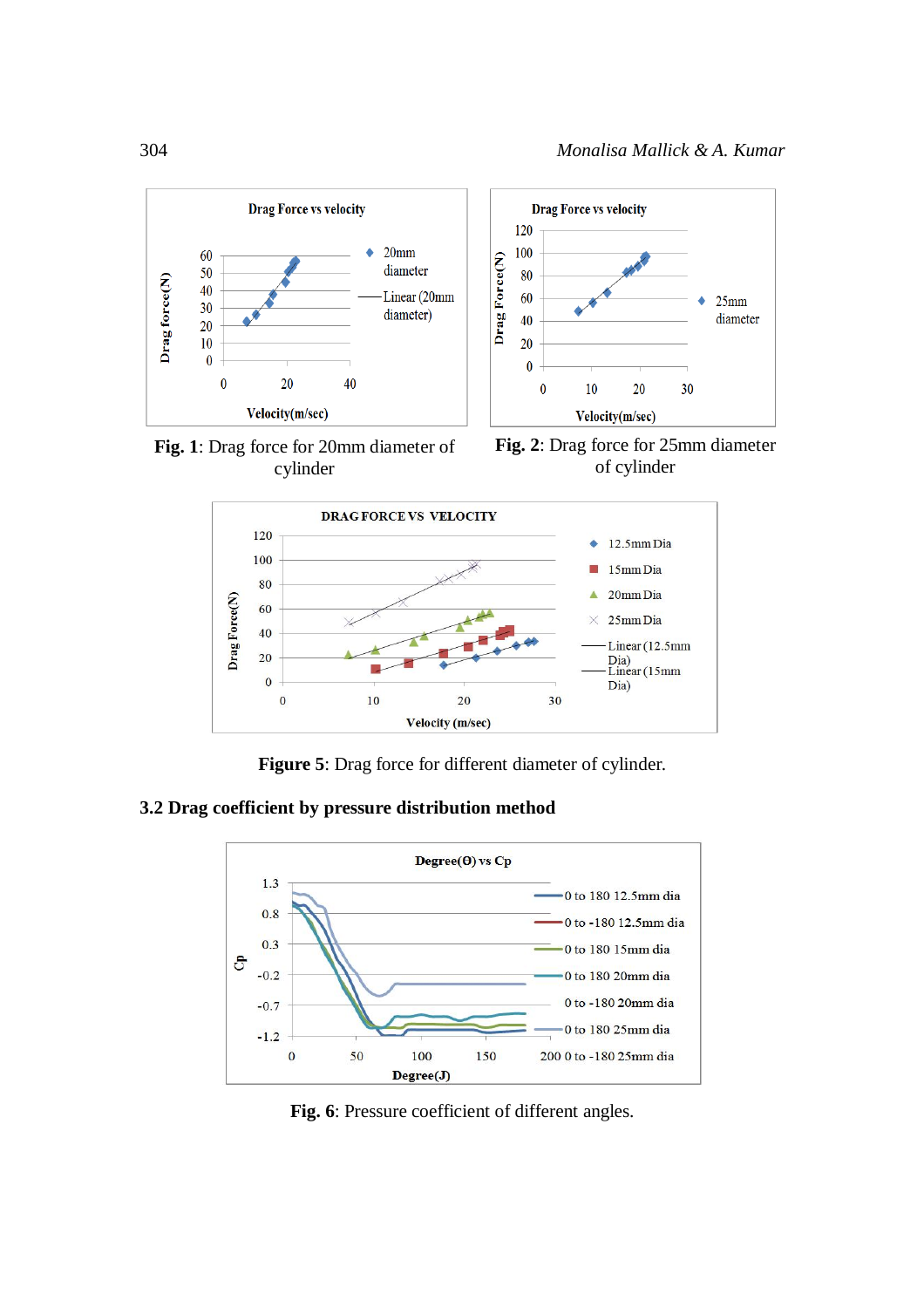Fig. 1: Drag force for 20mm diameter of cylinder

Fig. 2: Drag force for 25mm diameter of cylinder

Figure 5: Drag force for different diameter of cylinder.

### 3.2 Drag coefficient by pressure distribution method

Fig. 6: Pressure coefficient of different angles.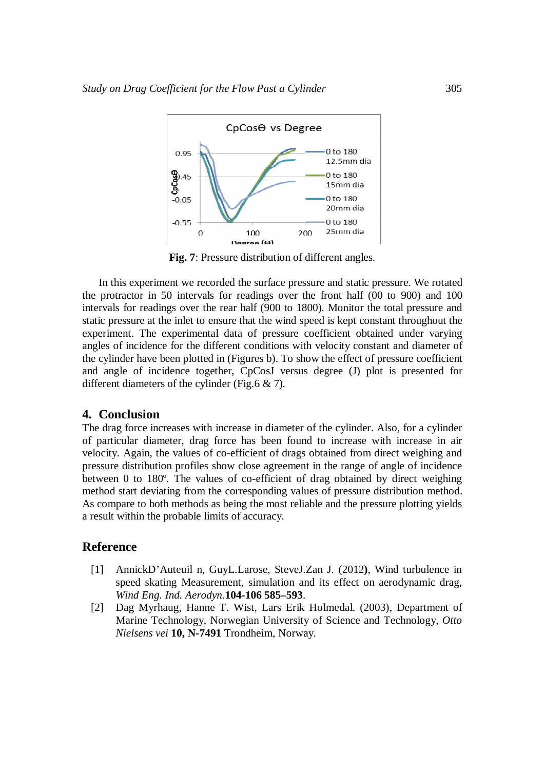**Fig. 7**: Pressure distribution of different angles.

In this experiment we recorded the surface pressure and static pressure. We rotated the protractor in 50 intervals for readings over the front half (00 to 900) and 100 intervals for readings over the rear half (900 to 1800). Monitor the total pressure and static pressure at the inlet to ensure that the wind speed is kept constant throughout the experiment. The experimental data of pressure coefficient obtained under varying angles of incidence for the different conditions with velocity constant and diameter of the cylinder have been plotted in (Figures b). To show the effect of pressure coefficient and angle of incidence together, CpCosJ versus degree (J) plot is presented for different diameters of the cylinder (Fig.6 & 7).

## 4. Conclusion

The drag force increases with increase in diameter of the cylinder. Also, for a cylinder of particular diameter, drag force has been found to increase with increase in air velocity. Again, the values of co-efficient of drags obtained from direct weighing and pressure distribution profiles show close agreement in the range of angle of incidence between 0 to 180º. The values of co-efficient of drag obtained by direct weighing method start deviating from the corresponding values of pressure distribution method. As compare to both methods as being the most reliable and the pressure plotting yields a result within the probable limits of accuracy.

## Reference

[1] AnnickD'Auteuil n, GuyL.Larose, SteveJ.Zan J. (2012**)**, Wind turbulence in speed skating Measurement, simulation and its effect on aerodynamic drag, *Wind Eng. Ind. Aerodyn*.**104-106 585–593**.

[2] Dag Myrhaug, Hanne T. Wist, Lars Erik Holmedal. (2003), Department of Marine Technology, Norwegian University of Science and Technology, *Otto Nielsens vei* **10, N-7491** Trondheim, Norway.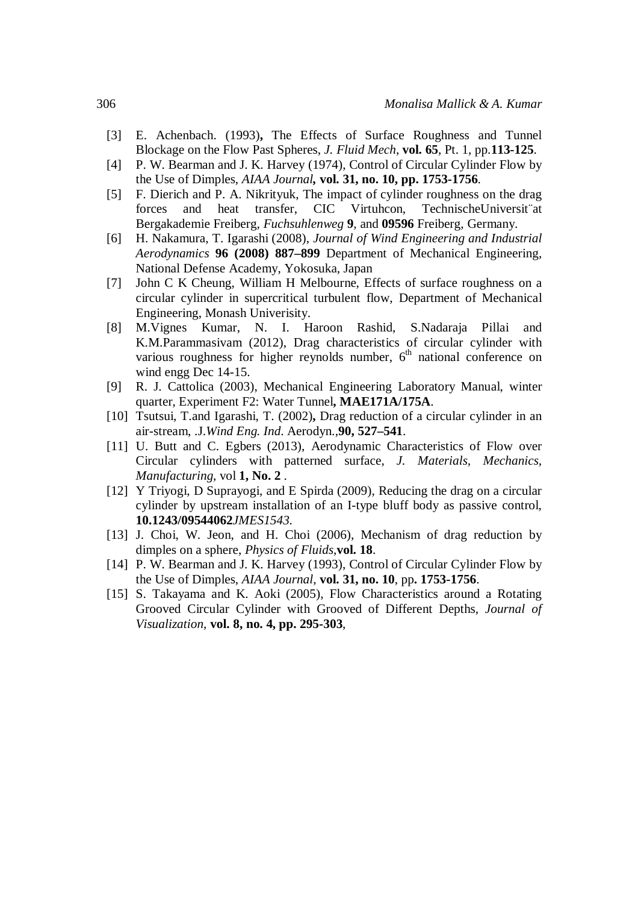[3] E. Achenbach. (1993)**,** The Effects of Surface Roughness and Tunnel Blockage on the Flow Past Spheres, *J. Fluid Mech*, **vol. 65**, Pt. 1, pp.**113-125**.

[4] P. W. Bearman and J. K. Harvey (1974), Control of Circular Cylinder Flow by the Use of Dimples, *AIAA Journal***, vol. 31, no. 10, pp. 1753-1756**.

[5] F. Dierich and P. A. Nikrityuk, The impact of cylinder roughness on the drag forces and heat transfer, CIC Virtuhcon, TechnischeUniversit¨at Bergakademie Freiberg, *Fuchsuhlenweg* **9**, and **09596** Freiberg, Germany.

[6] H. Nakamura, T. Igarashi (2008), *Journal of Wind Engineering and Industrial Aerodynamics* **96 (2008) 887–899** Department of Mechanical Engineering, National Defense Academy, Yokosuka, Japan

[7] John C K Cheung, William H Melbourne, Effects of surface roughness on a circular cylinder in supercritical turbulent flow, Department of Mechanical Engineering, Monash Univerisity.

[8] M.Vignes Kumar, N. I. Haroon Rashid, S.Nadaraja Pillai and K.M.Parammasivam (2012), Drag characteristics of circular cylinder with various roughness for higher reynolds number, 6th national conference on wind engg Dec 14-15.

[9] R. J. Cattolica (2003), Mechanical Engineering Laboratory Manual, winter quarter, Experiment F2: Water Tunnel**, MAE171A/175A**.

[10] Tsutsui, T.and Igarashi, T. (2002)**,** Drag reduction of a circular cylinder in an air-stream, .J.*Wind Eng. Ind*. Aerodyn.,**90, 527–541**.

[11] U. Butt and C. Egbers (2013), Aerodynamic Characteristics of Flow over Circular cylinders with patterned surface, *J. Materials, Mechanics, Manufacturing*, vol **1, No. 2** .

[12] Y Triyogi, D Suprayogi, and E Spirda (2009), Reducing the drag on a circular cylinder by upstream installation of an I-type bluff body as passive control, **10.1243/09544062***JMES1543.*

[13] J. Choi, W. Jeon, and H. Choi (2006), Mechanism of drag reduction by dimples on a sphere, *Physics of Fluids*,**vol. 18**.

[14] P. W. Bearman and J. K. Harvey (1993), Control of Circular Cylinder Flow by the Use of Dimples, *AIAA Journal*, **vol. 31, no. 10**, pp**. 1753-1756**.

[15] S. Takayama and K. Aoki (2005), Flow Characteristics around a Rotating Grooved Circular Cylinder with Grooved of Different Depths, *Journal of Visualization*, **vol. 8, no. 4, pp. 295-303**,